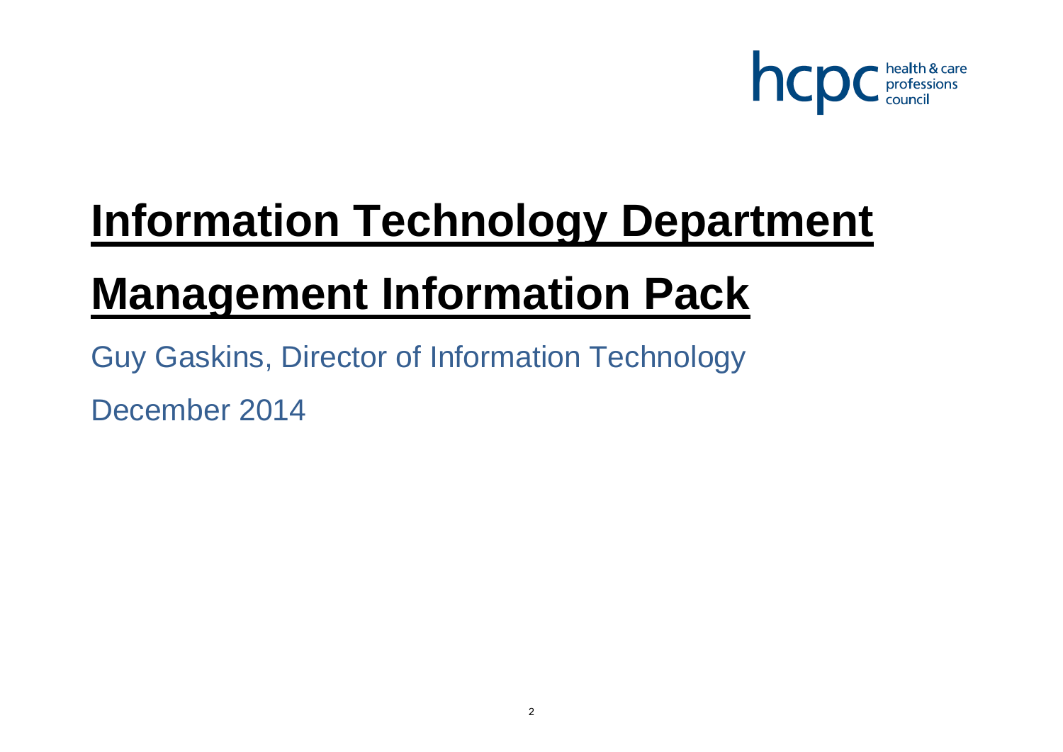# Information Technology Department

# Management Information Pack

Guy Gaskins, Director of Information Technology

December 2014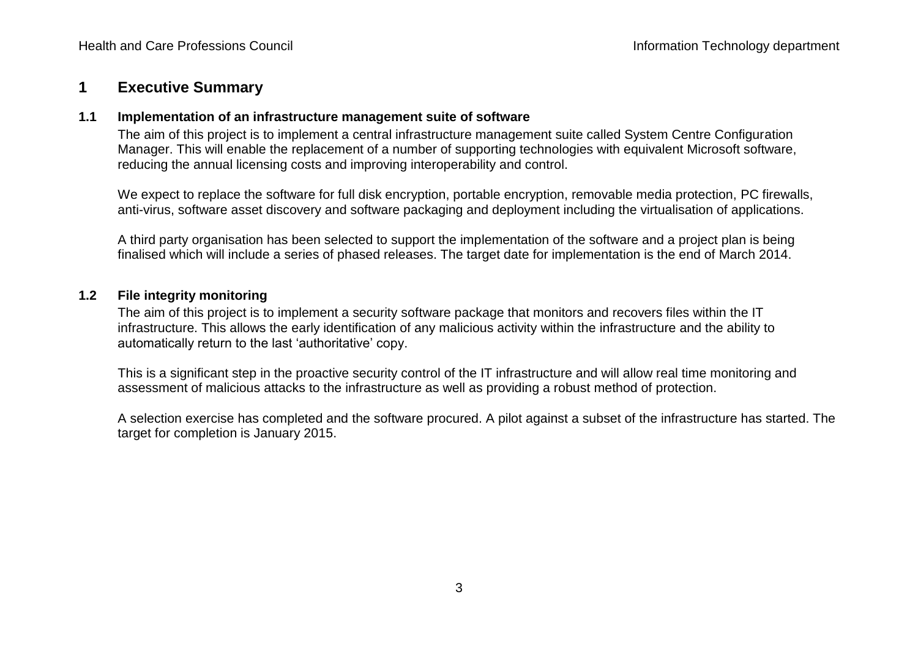# 1 Executive Summary

## 1.1 Implementation of an infrastructure management suite of software

The aim of this project is to implement a central infrastructure management suite called System Centre Configuration Manager. This will enable the replacement of a number of supporting technologies with equivalent Microsoft software, reducing the annual licensing costs and improving interoperability and control.

We expect to replace the software for full disk encryption, portable encryption, removable media protection, PC firewalls, anti-virus, software asset discovery and software packaging and deployment including the virtualisation of applications.

A third party organisation has been selected to support the implementation of the software and a project plan is being finalised which will include a series of phased releases. The target date for implementation is the end of March 2014.

## 1.2 File integrity monitoring

The aim of this project is to implement a security software package that monitors and recovers files within the IT infrastructure. This allows the early identification of any malicious activity within the infrastructure and the ability to automatically return to the last 'authoritative' copy.

This is a significant step in the proactive security control of the IT infrastructure and will allow real time monitoring and assessment of malicious attacks to the infrastructure as well as providing a robust method of protection.

A selection exercise has completed and the software procured. A pilot against a subset of the infrastructure has started. The target for completion is January 2015.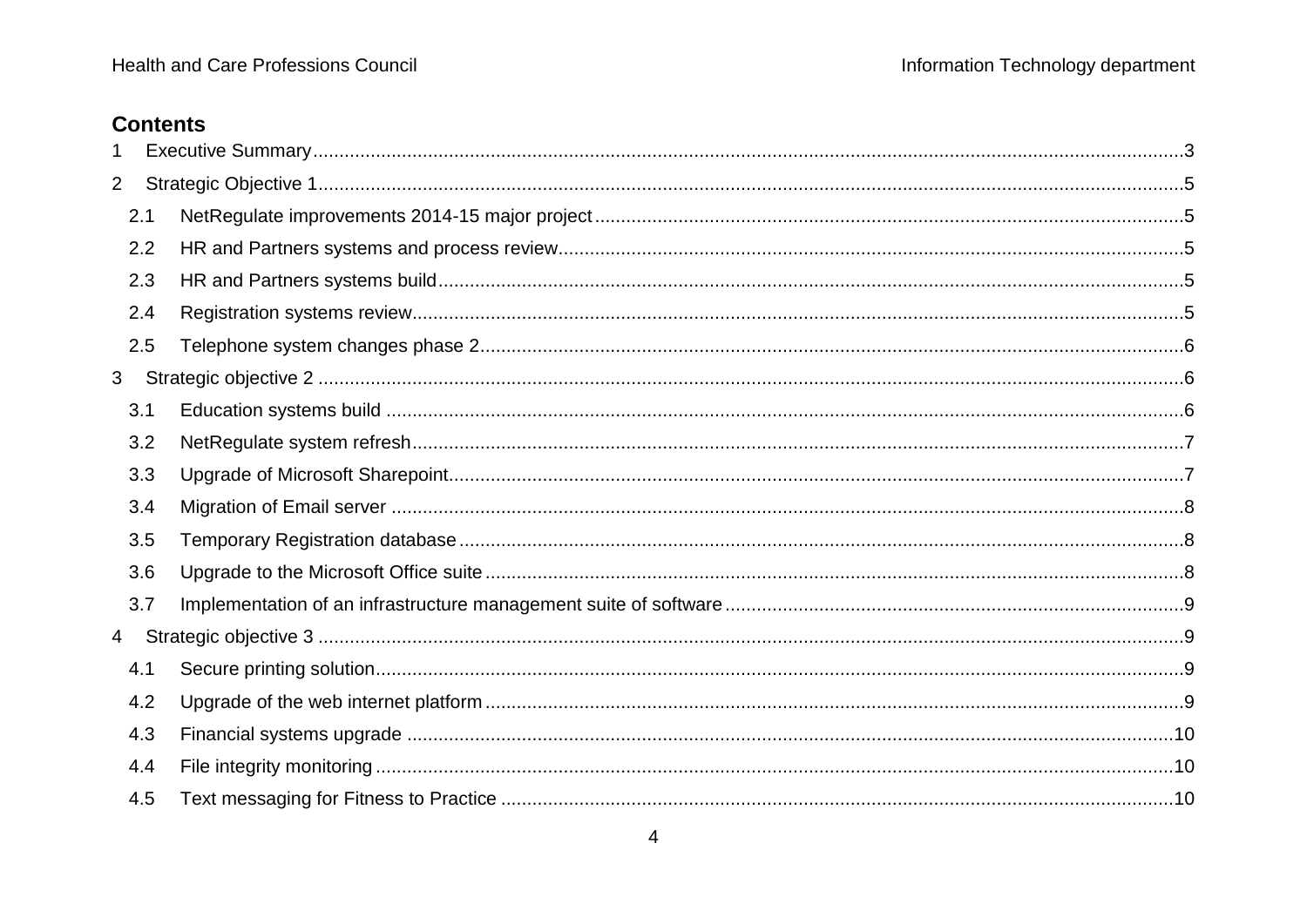## Contents

1 Executive Summary....................3

2 Strategic Objective 1....................5

- 2.1 NetRegulate improvements 2014-15 major project....................5
- 2.2 HR and Partners systems and process review....................5
- 2.3 HR and Partners systems build....................5
- 2.4 Registration systems review....................5
- 2.5 Telephone system changes phase 2....................6

3 Strategic objective 2....................6

- 3.1 Education systems build....................6
- 3.2 NetRegulate system refresh....................7
- 3.3 Upgrade of Microsoft Sharepoint....................7
- 3.4 Migration of Email server....................8
- 3.5 Temporary Registration database....................8
- 3.6 Upgrade to the Microsoft Office suite....................8
- 3.7 Implementation of an infrastructure management suite of software....................9

4 Strategic objective 3....................9

- 4.1 Secure printing solution....................9
- 4.2 Upgrade of the web internet platform....................9
- 4.3 Financial systems upgrade....................10
- 4.4 File integrity monitoring....................10
- 4.5 Text messaging for Fitness to Practice....................10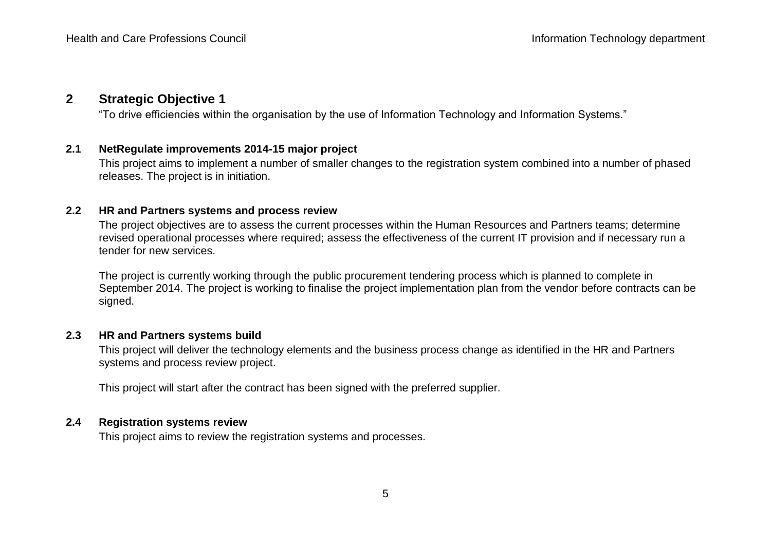## 2 Strategic Objective 1

"To drive efficiencies within the organisation by the use of Information Technology and Information Systems."

### 2.1 NetRegulate improvements 2014-15 major project

This project aims to implement a number of smaller changes to the registration system combined into a number of phased releases. The project is in initiation.

### 2.2 HR and Partners systems and process review

The project objectives are to assess the current processes within the Human Resources and Partners teams; determine revised operational processes where required; assess the effectiveness of the current IT provision and if necessary run a tender for new services.

The project is currently working through the public procurement tendering process which is planned to complete in September 2014. The project is working to finalise the project implementation plan from the vendor before contracts can be signed.

### 2.3 HR and Partners systems build

This project will deliver the technology elements and the business process change as identified in the HR and Partners systems and process review project.

This project will start after the contract has been signed with the preferred supplier.

### 2.4 Registration systems review

This project aims to review the registration systems and processes.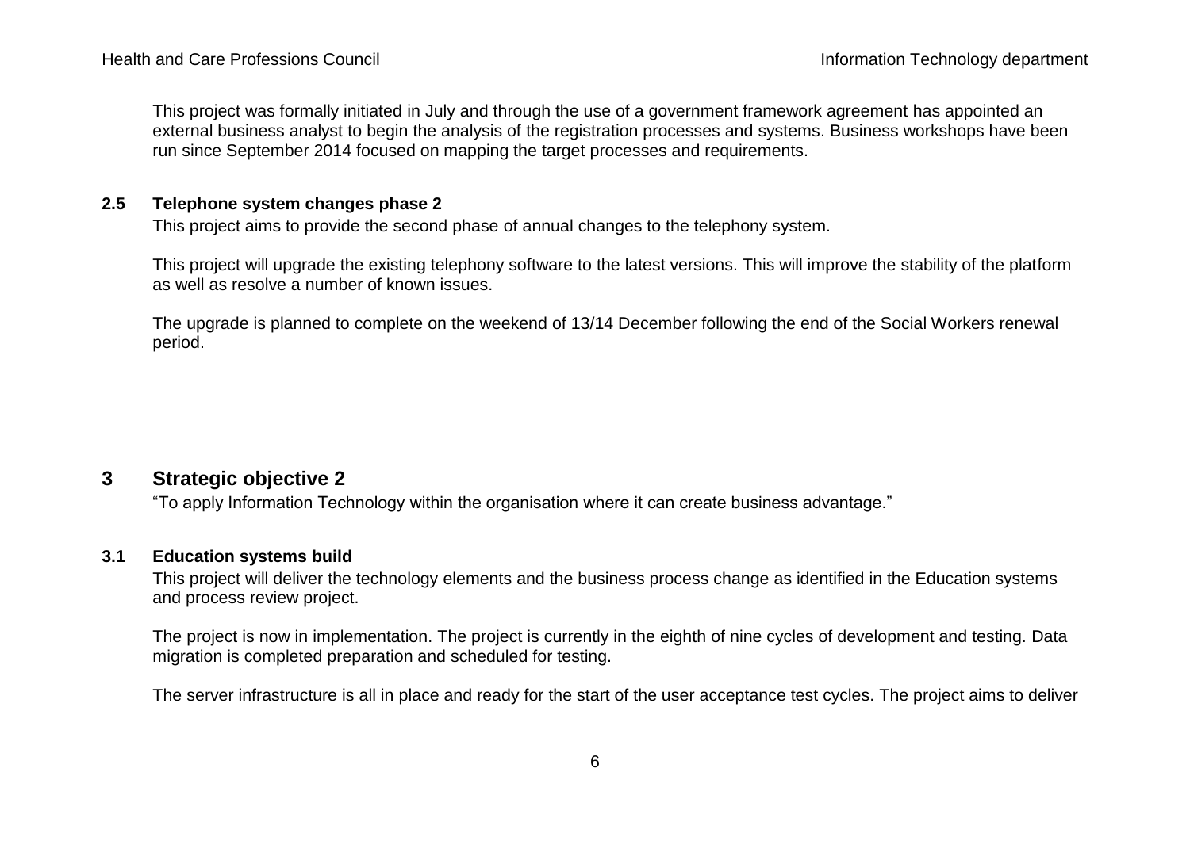This project was formally initiated in July and through the use of a government framework agreement has appointed an external business analyst to begin the analysis of the registration processes and systems. Business workshops have been run since September 2014 focused on mapping the target processes and requirements.

### 2.5 Telephone system changes phase 2

This project aims to provide the second phase of annual changes to the telephony system.

This project will upgrade the existing telephony software to the latest versions. This will improve the stability of the platform as well as resolve a number of known issues.

The upgrade is planned to complete on the weekend of 13/14 December following the end of the Social Workers renewal period.

## 3 Strategic objective 2

"To apply Information Technology within the organisation where it can create business advantage."

### 3.1 Education systems build

This project will deliver the technology elements and the business process change as identified in the Education systems and process review project.

The project is now in implementation. The project is currently in the eighth of nine cycles of development and testing. Data migration is completed preparation and scheduled for testing.

The server infrastructure is all in place and ready for the start of the user acceptance test cycles. The project aims to deliver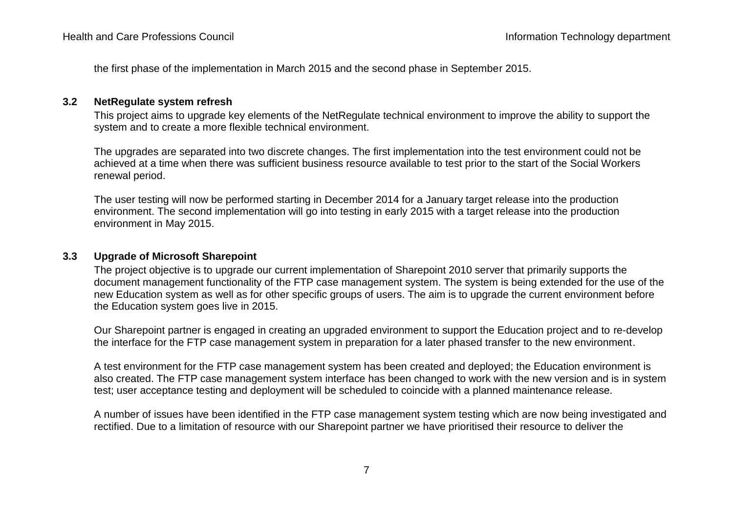the first phase of the implementation in March 2015 and the second phase in September 2015.

### 3.2 NetRegulate system refresh

This project aims to upgrade key elements of the NetRegulate technical environment to improve the ability to support the system and to create a more flexible technical environment.

The upgrades are separated into two discrete changes. The first implementation into the test environment could not be achieved at a time when there was sufficient business resource available to test prior to the start of the Social Workers renewal period.

The user testing will now be performed starting in December 2014 for a January target release into the production environment. The second implementation will go into testing in early 2015 with a target release into the production environment in May 2015.

### 3.3 Upgrade of Microsoft Sharepoint

The project objective is to upgrade our current implementation of Sharepoint 2010 server that primarily supports the document management functionality of the FTP case management system. The system is being extended for the use of the new Education system as well as for other specific groups of users. The aim is to upgrade the current environment before the Education system goes live in 2015.

Our Sharepoint partner is engaged in creating an upgraded environment to support the Education project and to re-develop the interface for the FTP case management system in preparation for a later phased transfer to the new environment.

A test environment for the FTP case management system has been created and deployed; the Education environment is also created. The FTP case management system interface has been changed to work with the new version and is in system test; user acceptance testing and deployment will be scheduled to coincide with a planned maintenance release.

A number of issues have been identified in the FTP case management system testing which are now being investigated and rectified. Due to a limitation of resource with our Sharepoint partner we have prioritised their resource to deliver the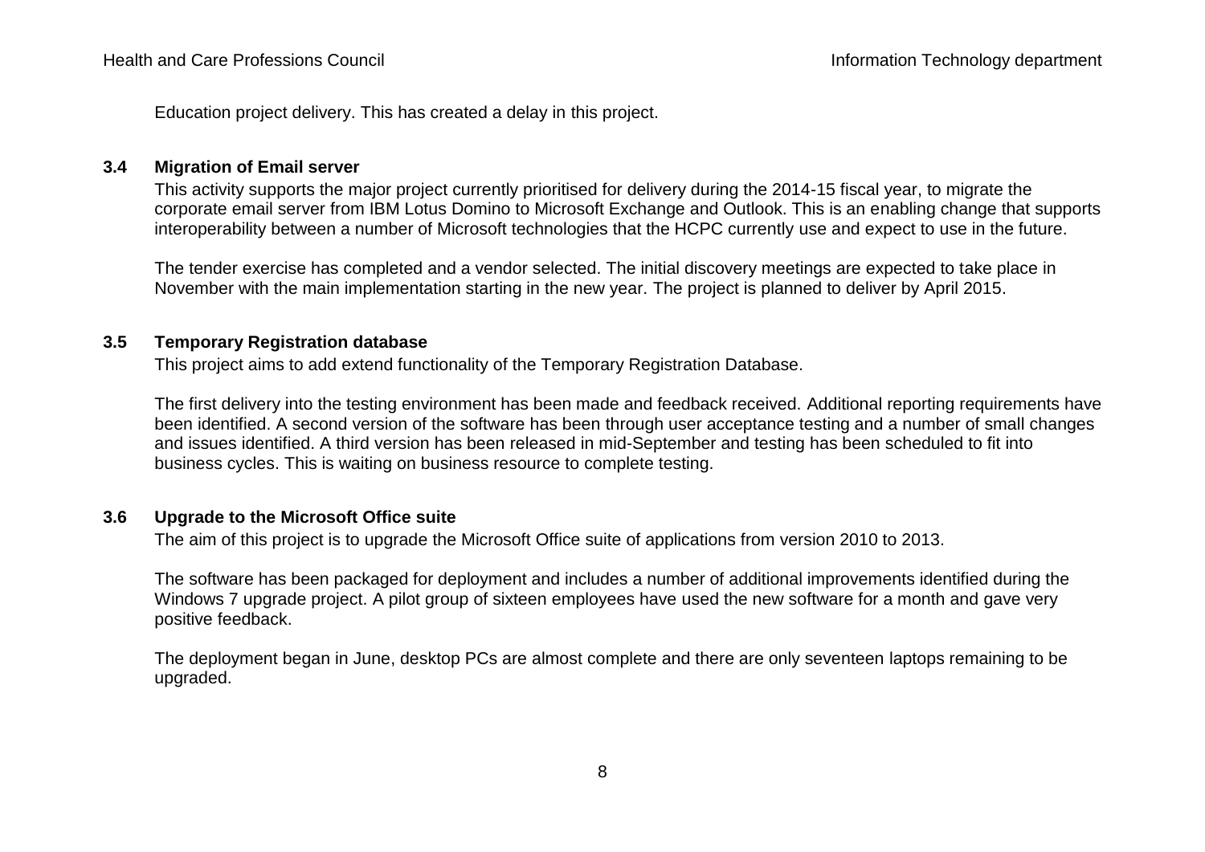Education project delivery. This has created a delay in this project.

### 3.4 Migration of Email server

This activity supports the major project currently prioritised for delivery during the 2014-15 fiscal year, to migrate the corporate email server from IBM Lotus Domino to Microsoft Exchange and Outlook. This is an enabling change that supports interoperability between a number of Microsoft technologies that the HCPC currently use and expect to use in the future.

The tender exercise has completed and a vendor selected. The initial discovery meetings are expected to take place in November with the main implementation starting in the new year. The project is planned to deliver by April 2015.

### 3.5 Temporary Registration database

This project aims to add extend functionality of the Temporary Registration Database.

The first delivery into the testing environment has been made and feedback received. Additional reporting requirements have been identified. A second version of the software has been through user acceptance testing and a number of small changes and issues identified. A third version has been released in mid-September and testing has been scheduled to fit into business cycles. This is waiting on business resource to complete testing.

### 3.6 Upgrade to the Microsoft Office suite

The aim of this project is to upgrade the Microsoft Office suite of applications from version 2010 to 2013.

The software has been packaged for deployment and includes a number of additional improvements identified during the Windows 7 upgrade project. A pilot group of sixteen employees have used the new software for a month and gave very positive feedback.

The deployment began in June, desktop PCs are almost complete and there are only seventeen laptops remaining to be upgraded.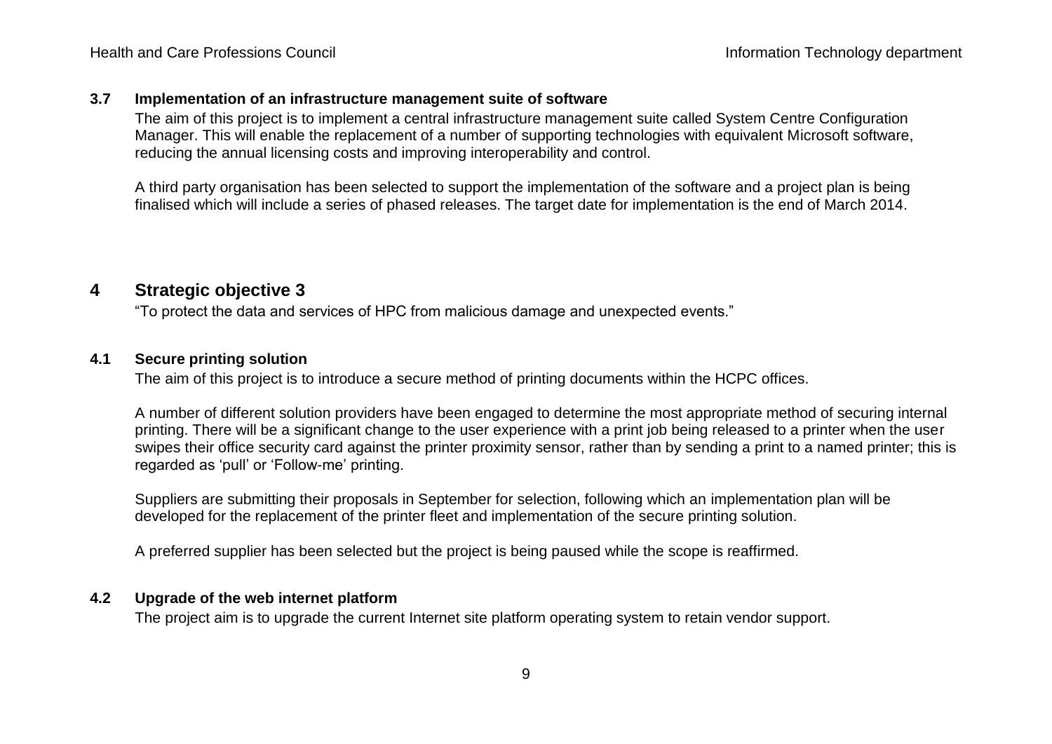### 3.7 Implementation of an infrastructure management suite of software

The aim of this project is to implement a central infrastructure management suite called System Centre Configuration Manager. This will enable the replacement of a number of supporting technologies with equivalent Microsoft software, reducing the annual licensing costs and improving interoperability and control.

A third party organisation has been selected to support the implementation of the software and a project plan is being finalised which will include a series of phased releases. The target date for implementation is the end of March 2014.

## 4 Strategic objective 3

"To protect the data and services of HPC from malicious damage and unexpected events."

### 4.1 Secure printing solution

The aim of this project is to introduce a secure method of printing documents within the HCPC offices.

A number of different solution providers have been engaged to determine the most appropriate method of securing internal printing. There will be a significant change to the user experience with a print job being released to a printer when the user swipes their office security card against the printer proximity sensor, rather than by sending a print to a named printer; this is regarded as 'pull' or 'Follow-me' printing.

Suppliers are submitting their proposals in September for selection, following which an implementation plan will be developed for the replacement of the printer fleet and implementation of the secure printing solution.

A preferred supplier has been selected but the project is being paused while the scope is reaffirmed.

### 4.2 Upgrade of the web internet platform

The project aim is to upgrade the current Internet site platform operating system to retain vendor support.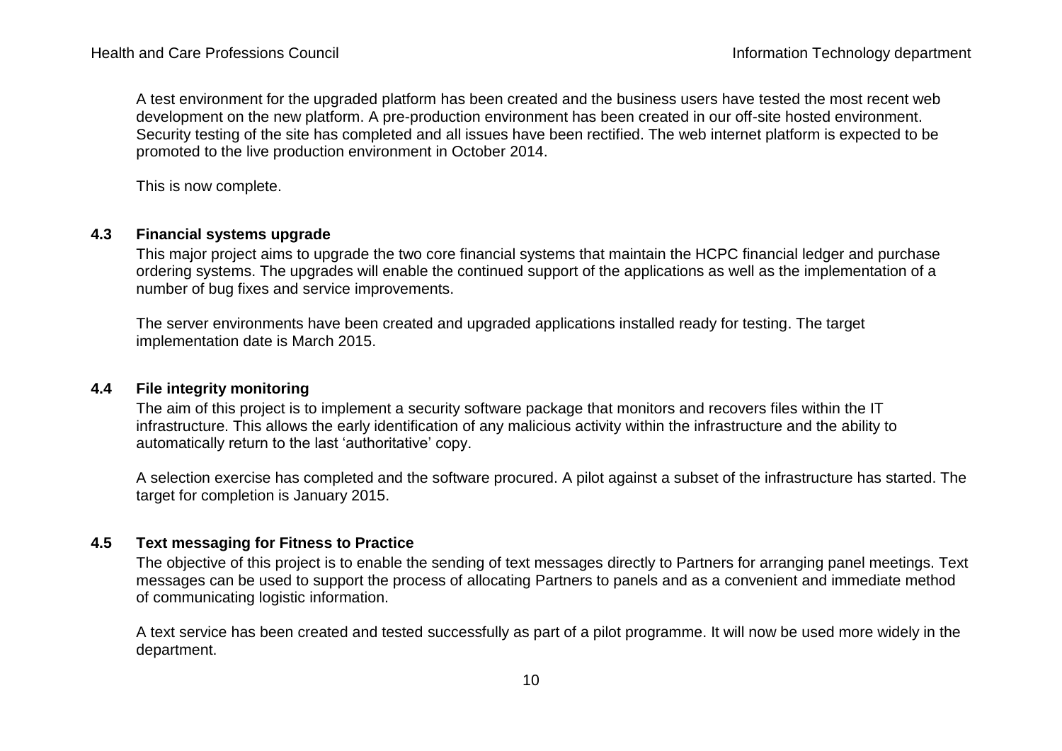A test environment for the upgraded platform has been created and the business users have tested the most recent web development on the new platform. A pre-production environment has been created in our off-site hosted environment. Security testing of the site has completed and all issues have been rectified. The web internet platform is expected to be promoted to the live production environment in October 2014.

This is now complete.

### 4.3 Financial systems upgrade

This major project aims to upgrade the two core financial systems that maintain the HCPC financial ledger and purchase ordering systems. The upgrades will enable the continued support of the applications as well as the implementation of a number of bug fixes and service improvements.

The server environments have been created and upgraded applications installed ready for testing. The target implementation date is March 2015.

### 4.4 File integrity monitoring

The aim of this project is to implement a security software package that monitors and recovers files within the IT infrastructure. This allows the early identification of any malicious activity within the infrastructure and the ability to automatically return to the last 'authoritative' copy.

A selection exercise has completed and the software procured. A pilot against a subset of the infrastructure has started. The target for completion is January 2015.

### 4.5 Text messaging for Fitness to Practice

The objective of this project is to enable the sending of text messages directly to Partners for arranging panel meetings. Text messages can be used to support the process of allocating Partners to panels and as a convenient and immediate method of communicating logistic information.

A text service has been created and tested successfully as part of a pilot programme. It will now be used more widely in the department.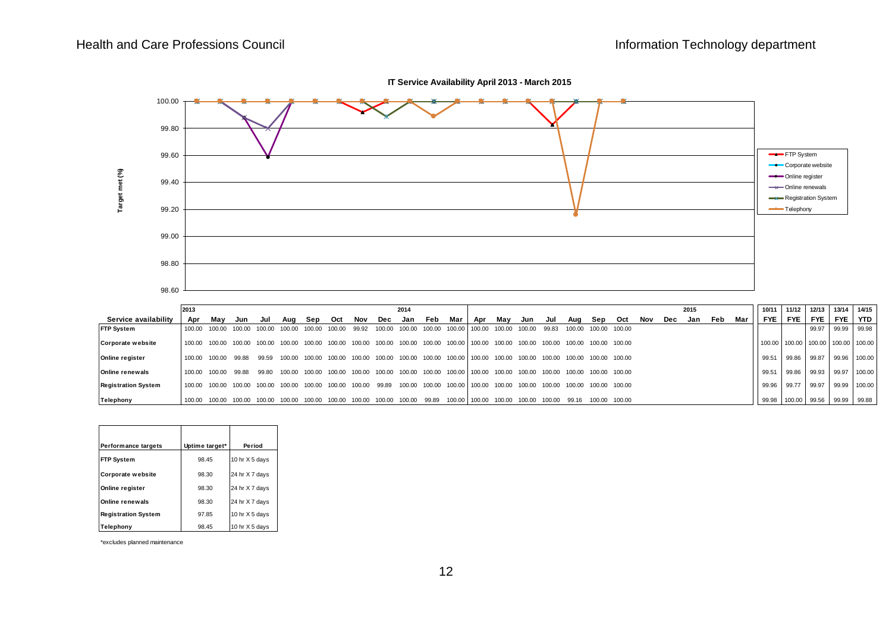Health and Care Professions Council

Information Technology department

IT Service Availability April 2013 - March 2015

Target met (%)

100.00
99.80
99.60
99.40
99.20
99.00
98.80
98.60

FTP System
Corporate website
Online register
Online renewals
Registration System
Telephony

| | 2013 | | | | | | | | | 2014 | | | | | | | | | | | | | 2015 | | | 10/11 | 11/12 | 12/13 | 13/14 | 14/15 |
|---|---|---|---|---|---|---|---|---|---|---|---|---|---|---|---|---|---|---|---|---|---|---|---|---|---|---|---|---|---|---|
| **Service availability** | **Apr** | **May** | **Jun** | **Jul** | **Aug** | **Sep** | **Oct** | **Nov** | **Dec** | **Jan** | **Feb** | **Mar** | **Apr** | **May** | **Jun** | **Jul** | **Aug** | **Sep** | **Oct** | **Nov** | **Dec** | **Jan** | **Feb** | **Mar** | **FYE** | **FYE** | **FYE** | **FYE** | **YTD** |
| **FTP System** | 100.00 | 100.00 | 100.00 | 100.00 | 100.00 | 100.00 | 100.00 | 99.92 | 100.00 | 100.00 | 100.00 | 100.00 | 100.00 | 100.00 | 100.00 | 99.83 | 100.00 | 100.00 | 100.00 | | | | | | | | 99.97 | 99.99 | 99.98 |
| **Corporate website** | 100.00 | 100.00 | 100.00 | 100.00 | 100.00 | 100.00 | 100.00 | 100.00 | 100.00 | 100.00 | 100.00 | 100.00 | 100.00 | 100.00 | 100.00 | 100.00 | 100.00 | 100.00 | 100.00 | | | | | | 100.00 | 100.00 | 100.00 | 100.00 | 100.00 |
| **Online register** | 100.00 | 100.00 | 99.88 | 99.59 | 100.00 | 100.00 | 100.00 | 100.00 | 100.00 | 100.00 | 100.00 | 100.00 | 100.00 | 100.00 | 100.00 | 100.00 | 100.00 | 100.00 | 100.00 | | | | | | 99.51 | 99.86 | 99.87 | 99.96 | 100.00 |
| **Online renewals** | 100.00 | 100.00 | 99.88 | 99.80 | 100.00 | 100.00 | 100.00 | 100.00 | 100.00 | 100.00 | 100.00 | 100.00 | 100.00 | 100.00 | 100.00 | 100.00 | 100.00 | 100.00 | 100.00 | | | | | | 99.51 | 99.86 | 99.93 | 99.97 | 100.00 |
| **Registration System** | 100.00 | 100.00 | 100.00 | 100.00 | 100.00 | 100.00 | 100.00 | 100.00 | 99.89 | 100.00 | 100.00 | 100.00 | 100.00 | 100.00 | 100.00 | 100.00 | 100.00 | 100.00 | 100.00 | | | | | | 99.96 | 99.77 | 99.97 | 99.99 | 100.00 |
| **Telephony** | 100.00 | 100.00 | 100.00 | 100.00 | 100.00 | 100.00 | 100.00 | 100.00 | 100.00 | 100.00 | 99.89 | 100.00 | 100.00 | 100.00 | 100.00 | 100.00 | 99.16 | 100.00 | 100.00 | | | | | | 99.98 | 100.00 | 99.56 | 99.99 | 99.88 |

| Performance targets | Uptime target* | Period |
|---|---|---|
| **FTP System** | 98.45 | 10 hr X 5 days |
| **Corporate website** | 98.30 | 24 hr X 7 days |
| **Online register** | 98.30 | 24 hr X 7 days |
| **Online renewals** | 98.30 | 24 hr X 7 days |
| **Registration System** | 97.85 | 10 hr X 5 days |
| **Telephony** | 98.45 | 10 hr X 5 days |

*excludes planned maintenance